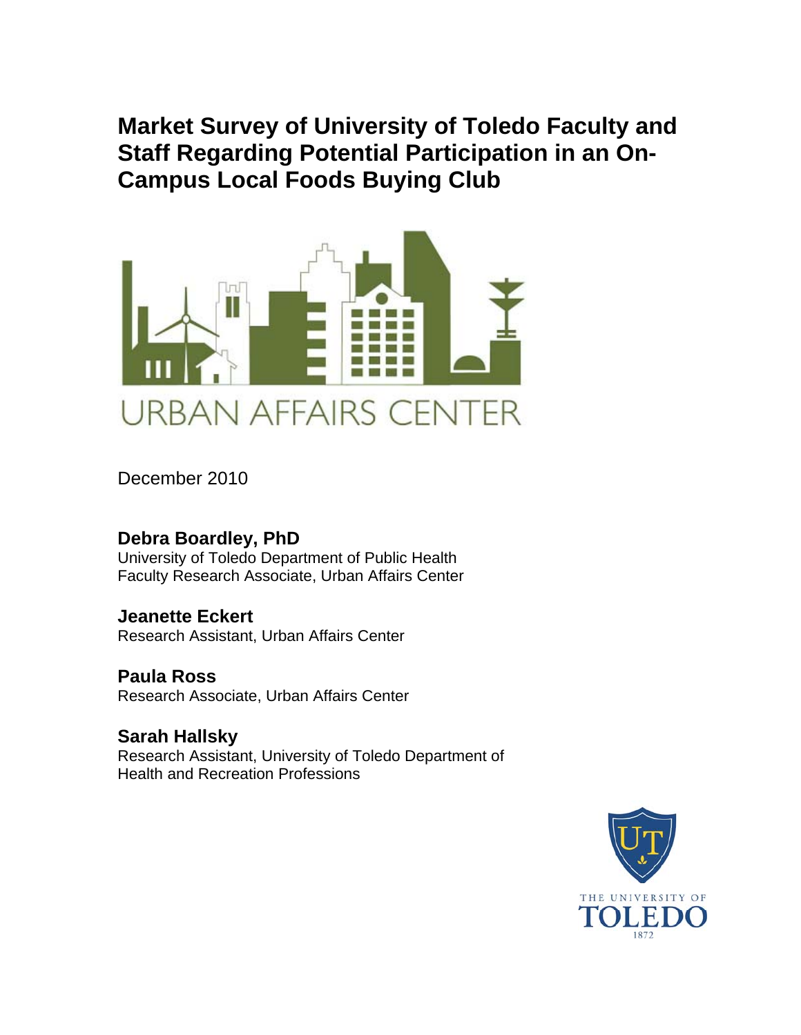# Market Survey of University of Toledo Faculty and Staff Regarding Potential Participation in an On-Campus Local Foods Buying Club

URBAN AFFAIRS CENTER

December 2010

**Debra Boardley, PhD**
University of Toledo Department of Public Health
Faculty Research Associate, Urban Affairs Center

**Jeanette Eckert**
Research Assistant, Urban Affairs Center

**Paula Ross**
Research Associate, Urban Affairs Center

**Sarah Hallsky**
Research Assistant, University of Toledo Department of Health and Recreation Professions

THE UNIVERSITY OF TOLEDO 1872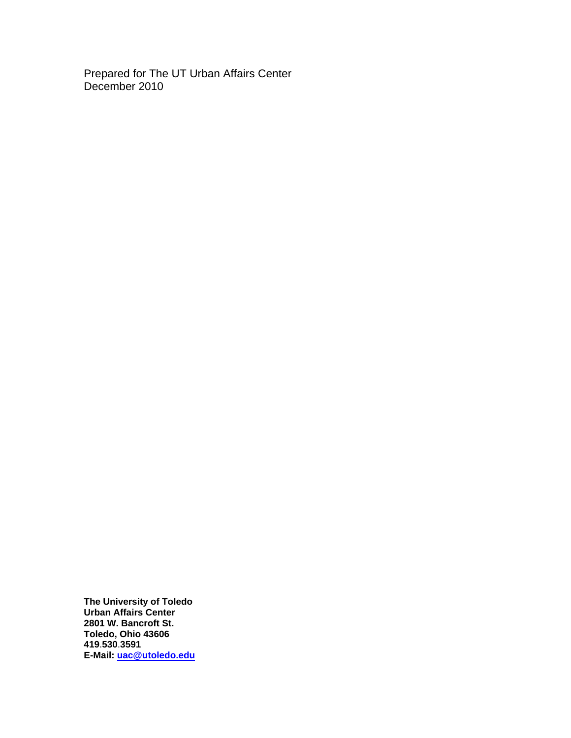Prepared for The UT Urban Affairs Center
December 2010

**The University of Toledo**
**Urban Affairs Center**
**2801 W. Bancroft St.**
**Toledo, Ohio 43606**
**419.530.3591**
**E-Mail: uac@utoledo.edu**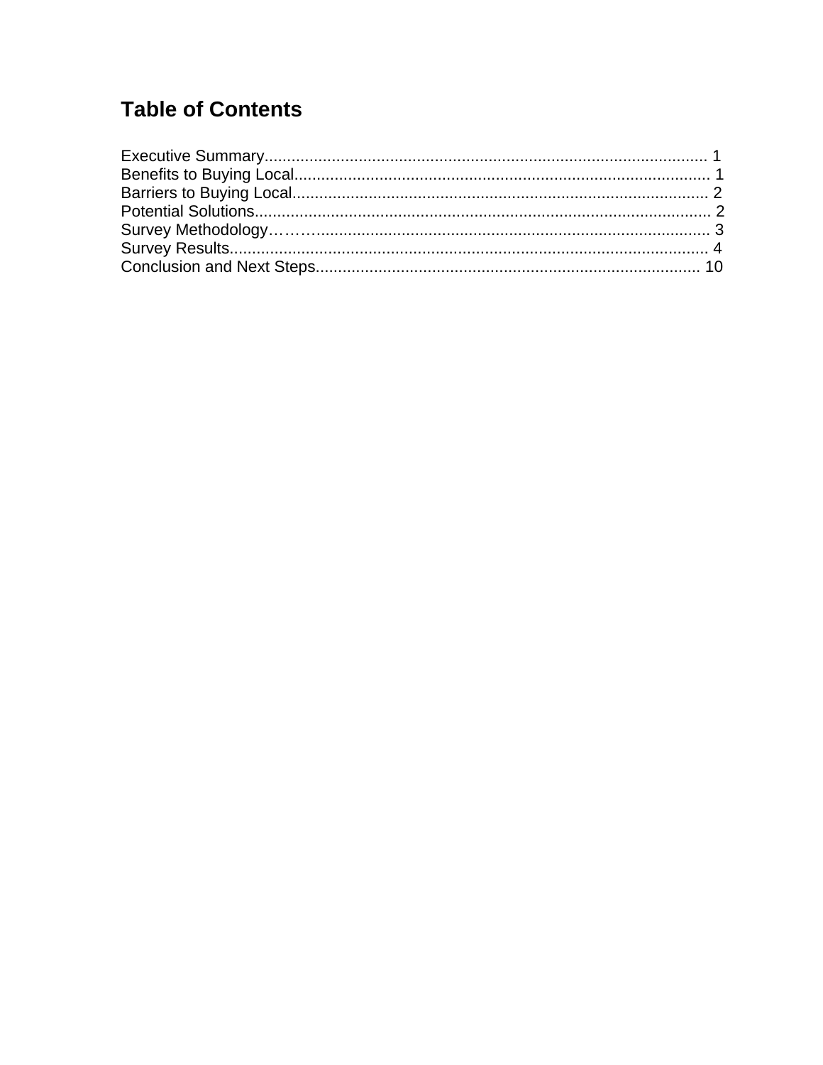# Table of Contents

Executive Summary.................................................................................................. 1
Benefits to Buying Local........................................................................................... 1
Barriers to Buying Local........................................................................................... 2
Potential Solutions.................................................................................................... 2
Survey Methodology……...................................................................................... 3
Survey Results........................................................................................................ 4
Conclusion and Next Steps.................................................................................... 10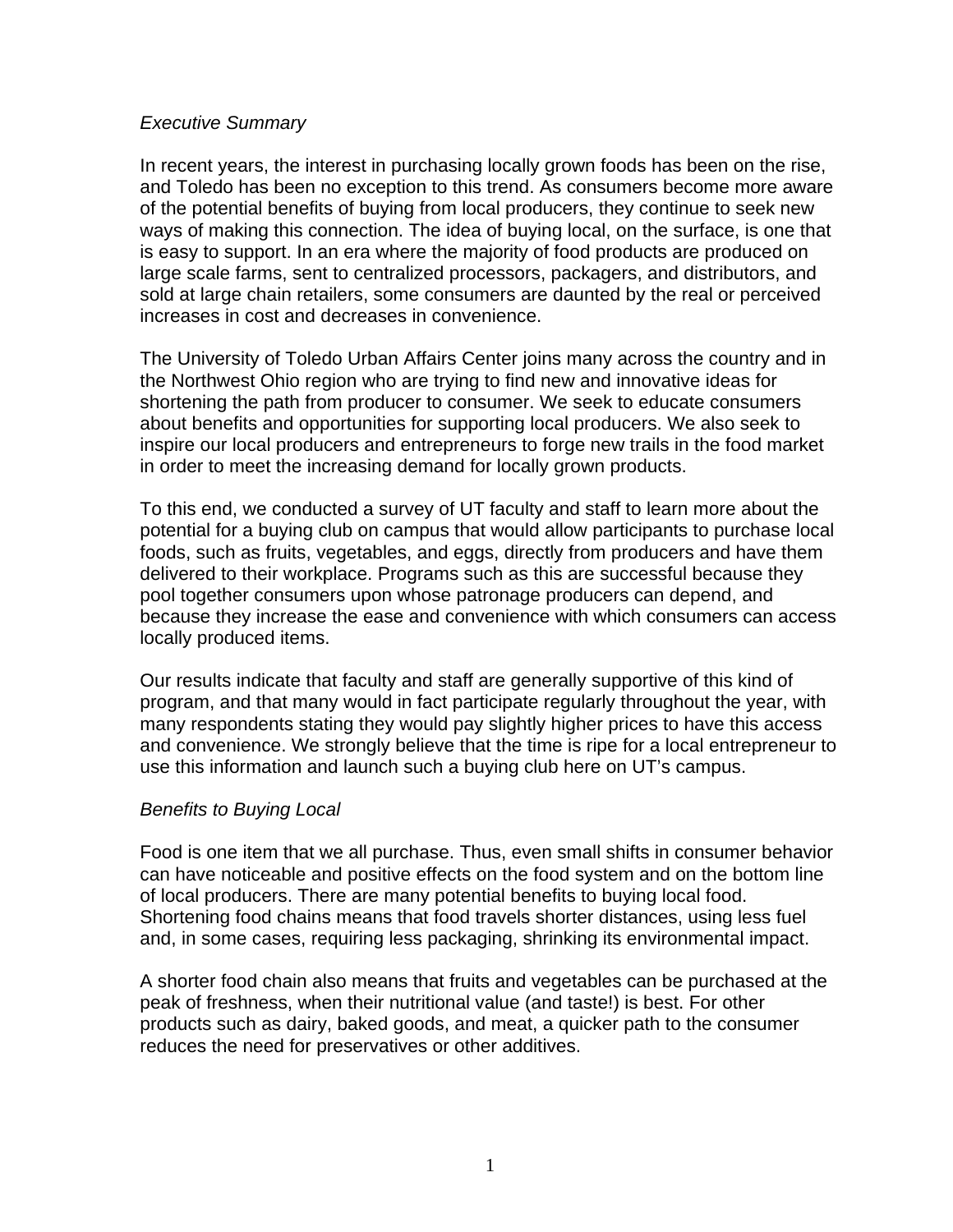## *Executive Summary*

In recent years, the interest in purchasing locally grown foods has been on the rise, and Toledo has been no exception to this trend. As consumers become more aware of the potential benefits of buying from local producers, they continue to seek new ways of making this connection. The idea of buying local, on the surface, is one that is easy to support. In an era where the majority of food products are produced on large scale farms, sent to centralized processors, packagers, and distributors, and sold at large chain retailers, some consumers are daunted by the real or perceived increases in cost and decreases in convenience.

The University of Toledo Urban Affairs Center joins many across the country and in the Northwest Ohio region who are trying to find new and innovative ideas for shortening the path from producer to consumer. We seek to educate consumers about benefits and opportunities for supporting local producers. We also seek to inspire our local producers and entrepreneurs to forge new trails in the food market in order to meet the increasing demand for locally grown products.

To this end, we conducted a survey of UT faculty and staff to learn more about the potential for a buying club on campus that would allow participants to purchase local foods, such as fruits, vegetables, and eggs, directly from producers and have them delivered to their workplace. Programs such as this are successful because they pool together consumers upon whose patronage producers can depend, and because they increase the ease and convenience with which consumers can access locally produced items.

Our results indicate that faculty and staff are generally supportive of this kind of program, and that many would in fact participate regularly throughout the year, with many respondents stating they would pay slightly higher prices to have this access and convenience. We strongly believe that the time is ripe for a local entrepreneur to use this information and launch such a buying club here on UT's campus.

## *Benefits to Buying Local*

Food is one item that we all purchase. Thus, even small shifts in consumer behavior can have noticeable and positive effects on the food system and on the bottom line of local producers. There are many potential benefits to buying local food. Shortening food chains means that food travels shorter distances, using less fuel and, in some cases, requiring less packaging, shrinking its environmental impact.

A shorter food chain also means that fruits and vegetables can be purchased at the peak of freshness, when their nutritional value (and taste!) is best. For other products such as dairy, baked goods, and meat, a quicker path to the consumer reduces the need for preservatives or other additives.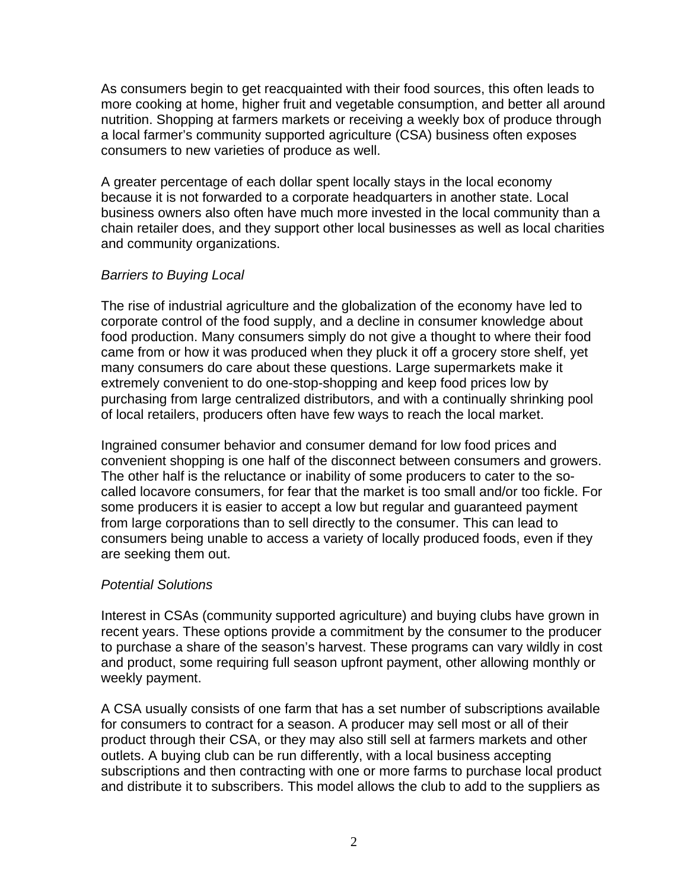As consumers begin to get reacquainted with their food sources, this often leads to more cooking at home, higher fruit and vegetable consumption, and better all around nutrition. Shopping at farmers markets or receiving a weekly box of produce through a local farmer's community supported agriculture (CSA) business often exposes consumers to new varieties of produce as well.

A greater percentage of each dollar spent locally stays in the local economy because it is not forwarded to a corporate headquarters in another state. Local business owners also often have much more invested in the local community than a chain retailer does, and they support other local businesses as well as local charities and community organizations.

*Barriers to Buying Local*

The rise of industrial agriculture and the globalization of the economy have led to corporate control of the food supply, and a decline in consumer knowledge about food production. Many consumers simply do not give a thought to where their food came from or how it was produced when they pluck it off a grocery store shelf, yet many consumers do care about these questions. Large supermarkets make it extremely convenient to do one-stop-shopping and keep food prices low by purchasing from large centralized distributors, and with a continually shrinking pool of local retailers, producers often have few ways to reach the local market.

Ingrained consumer behavior and consumer demand for low food prices and convenient shopping is one half of the disconnect between consumers and growers. The other half is the reluctance or inability of some producers to cater to the so-called locavore consumers, for fear that the market is too small and/or too fickle. For some producers it is easier to accept a low but regular and guaranteed payment from large corporations than to sell directly to the consumer. This can lead to consumers being unable to access a variety of locally produced foods, even if they are seeking them out.

*Potential Solutions*

Interest in CSAs (community supported agriculture) and buying clubs have grown in recent years. These options provide a commitment by the consumer to the producer to purchase a share of the season's harvest. These programs can vary wildly in cost and product, some requiring full season upfront payment, other allowing monthly or weekly payment.

A CSA usually consists of one farm that has a set number of subscriptions available for consumers to contract for a season. A producer may sell most or all of their product through their CSA, or they may also still sell at farmers markets and other outlets. A buying club can be run differently, with a local business accepting subscriptions and then contracting with one or more farms to purchase local product and distribute it to subscribers. This model allows the club to add to the suppliers as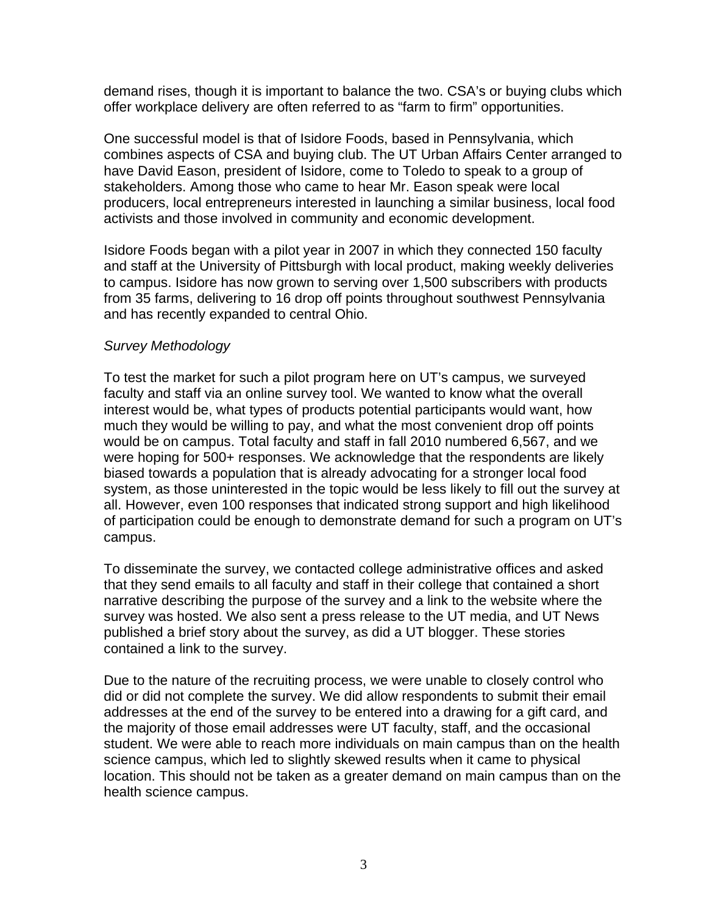demand rises, though it is important to balance the two. CSA's or buying clubs which offer workplace delivery are often referred to as "farm to firm" opportunities.

One successful model is that of Isidore Foods, based in Pennsylvania, which combines aspects of CSA and buying club. The UT Urban Affairs Center arranged to have David Eason, president of Isidore, come to Toledo to speak to a group of stakeholders. Among those who came to hear Mr. Eason speak were local producers, local entrepreneurs interested in launching a similar business, local food activists and those involved in community and economic development.

Isidore Foods began with a pilot year in 2007 in which they connected 150 faculty and staff at the University of Pittsburgh with local product, making weekly deliveries to campus. Isidore has now grown to serving over 1,500 subscribers with products from 35 farms, delivering to 16 drop off points throughout southwest Pennsylvania and has recently expanded to central Ohio.

*Survey Methodology*

To test the market for such a pilot program here on UT's campus, we surveyed faculty and staff via an online survey tool. We wanted to know what the overall interest would be, what types of products potential participants would want, how much they would be willing to pay, and what the most convenient drop off points would be on campus. Total faculty and staff in fall 2010 numbered 6,567, and we were hoping for 500+ responses. We acknowledge that the respondents are likely biased towards a population that is already advocating for a stronger local food system, as those uninterested in the topic would be less likely to fill out the survey at all. However, even 100 responses that indicated strong support and high likelihood of participation could be enough to demonstrate demand for such a program on UT's campus.

To disseminate the survey, we contacted college administrative offices and asked that they send emails to all faculty and staff in their college that contained a short narrative describing the purpose of the survey and a link to the website where the survey was hosted. We also sent a press release to the UT media, and UT News published a brief story about the survey, as did a UT blogger. These stories contained a link to the survey.

Due to the nature of the recruiting process, we were unable to closely control who did or did not complete the survey. We did allow respondents to submit their email addresses at the end of the survey to be entered into a drawing for a gift card, and the majority of those email addresses were UT faculty, staff, and the occasional student. We were able to reach more individuals on main campus than on the health science campus, which led to slightly skewed results when it came to physical location. This should not be taken as a greater demand on main campus than on the health science campus.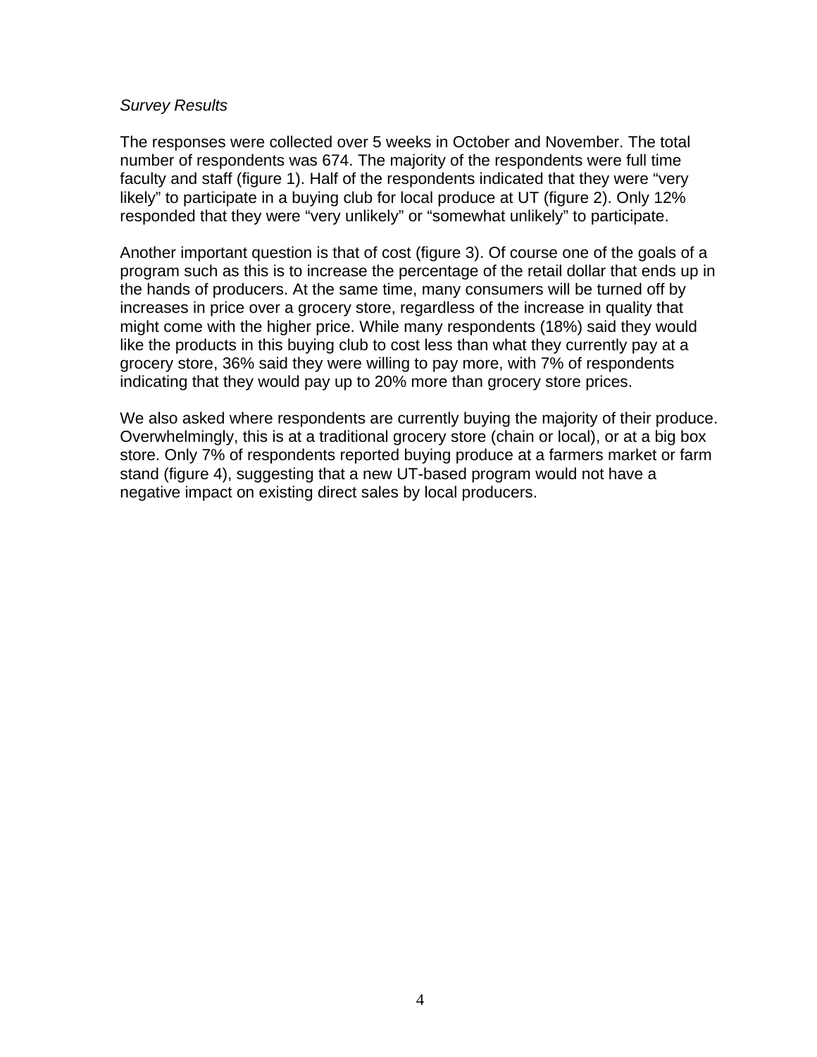*Survey Results*

The responses were collected over 5 weeks in October and November. The total number of respondents was 674. The majority of the respondents were full time faculty and staff (figure 1). Half of the respondents indicated that they were "very likely" to participate in a buying club for local produce at UT (figure 2). Only 12% responded that they were "very unlikely" or "somewhat unlikely" to participate.

Another important question is that of cost (figure 3). Of course one of the goals of a program such as this is to increase the percentage of the retail dollar that ends up in the hands of producers. At the same time, many consumers will be turned off by increases in price over a grocery store, regardless of the increase in quality that might come with the higher price. While many respondents (18%) said they would like the products in this buying club to cost less than what they currently pay at a grocery store, 36% said they were willing to pay more, with 7% of respondents indicating that they would pay up to 20% more than grocery store prices.

We also asked where respondents are currently buying the majority of their produce. Overwhelmingly, this is at a traditional grocery store (chain or local), or at a big box store. Only 7% of respondents reported buying produce at a farmers market or farm stand (figure 4), suggesting that a new UT-based program would not have a negative impact on existing direct sales by local producers.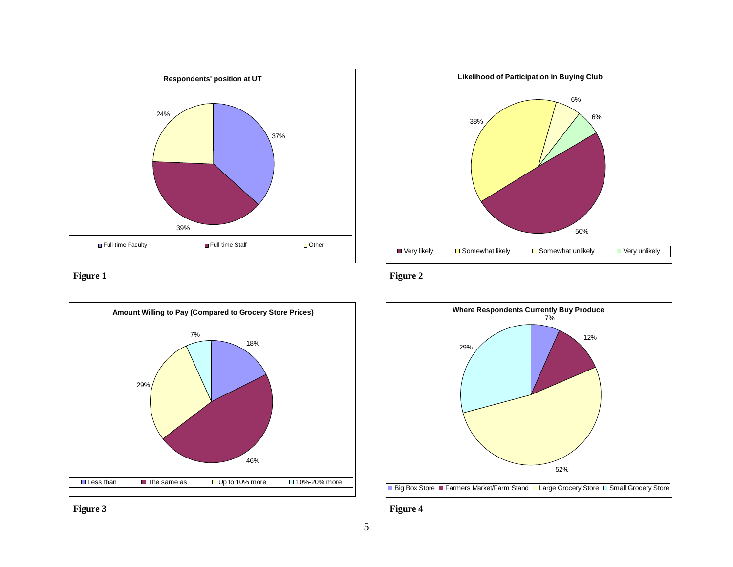**Respondents' position at UT**

| Position | Percentage |
|---|---|
| Full time Faculty | 37% |
| Full time Staff | 39% |
| Other | 24% |

**Figure 1**

**Likelihood of Participation in Buying Club**

| Response | Percentage |
|---|---|
| Very likely | 50% |
| Somewhat likely | 38% |
| Somewhat unlikely | 6% |
| Very unlikely | 6% |

**Figure 2**

**Amount Willing to Pay (Compared to Grocery Store Prices)**

| Response | Percentage |
|---|---|
| Less than | 18% |
| The same as | 46% |
| Up to 10% more | 29% |
| 10%-20% more | 7% |

**Figure 3**

**Where Respondents Currently Buy Produce**

| Location | Percentage |
|---|---|
| Big Box Store | 7% |
| Farmers Market/Farm Stand | 12% |
| Large Grocery Store | 52% |
| Small Grocery Store | 29% |

**Figure 4**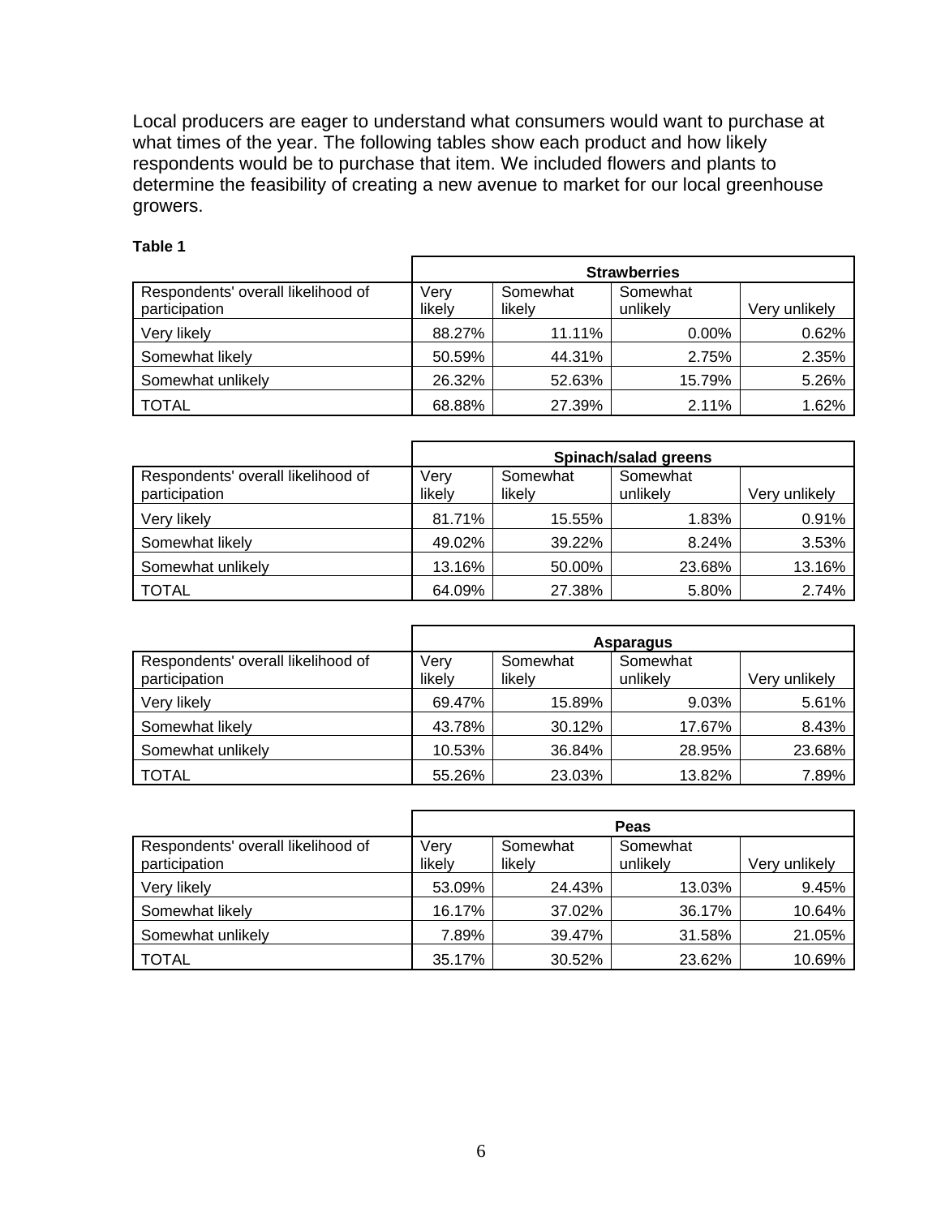Local producers are eager to understand what consumers would want to purchase at what times of the year. The following tables show each product and how likely respondents would be to purchase that item. We included flowers and plants to determine the feasibility of creating a new avenue to market for our local greenhouse growers.

**Table 1**

| | Strawberries | | | |
|---|---|---|---|---|
| Respondents' overall likelihood of participation | Very likely | Somewhat likely | Somewhat unlikely | Very unlikely |
| Very likely | 88.27% | 11.11% | 0.00% | 0.62% |
| Somewhat likely | 50.59% | 44.31% | 2.75% | 2.35% |
| Somewhat unlikely | 26.32% | 52.63% | 15.79% | 5.26% |
| TOTAL | 68.88% | 27.39% | 2.11% | 1.62% |

| | Spinach/salad greens | | | |
|---|---|---|---|---|
| Respondents' overall likelihood of participation | Very likely | Somewhat likely | Somewhat unlikely | Very unlikely |
| Very likely | 81.71% | 15.55% | 1.83% | 0.91% |
| Somewhat likely | 49.02% | 39.22% | 8.24% | 3.53% |
| Somewhat unlikely | 13.16% | 50.00% | 23.68% | 13.16% |
| TOTAL | 64.09% | 27.38% | 5.80% | 2.74% |

| | Asparagus | | | |
|---|---|---|---|---|
| Respondents' overall likelihood of participation | Very likely | Somewhat likely | Somewhat unlikely | Very unlikely |
| Very likely | 69.47% | 15.89% | 9.03% | 5.61% |
| Somewhat likely | 43.78% | 30.12% | 17.67% | 8.43% |
| Somewhat unlikely | 10.53% | 36.84% | 28.95% | 23.68% |
| TOTAL | 55.26% | 23.03% | 13.82% | 7.89% |

| | Peas | | | |
|---|---|---|---|---|
| Respondents' overall likelihood of participation | Very likely | Somewhat likely | Somewhat unlikely | Very unlikely |
| Very likely | 53.09% | 24.43% | 13.03% | 9.45% |
| Somewhat likely | 16.17% | 37.02% | 36.17% | 10.64% |
| Somewhat unlikely | 7.89% | 39.47% | 31.58% | 21.05% |
| TOTAL | 35.17% | 30.52% | 23.62% | 10.69% |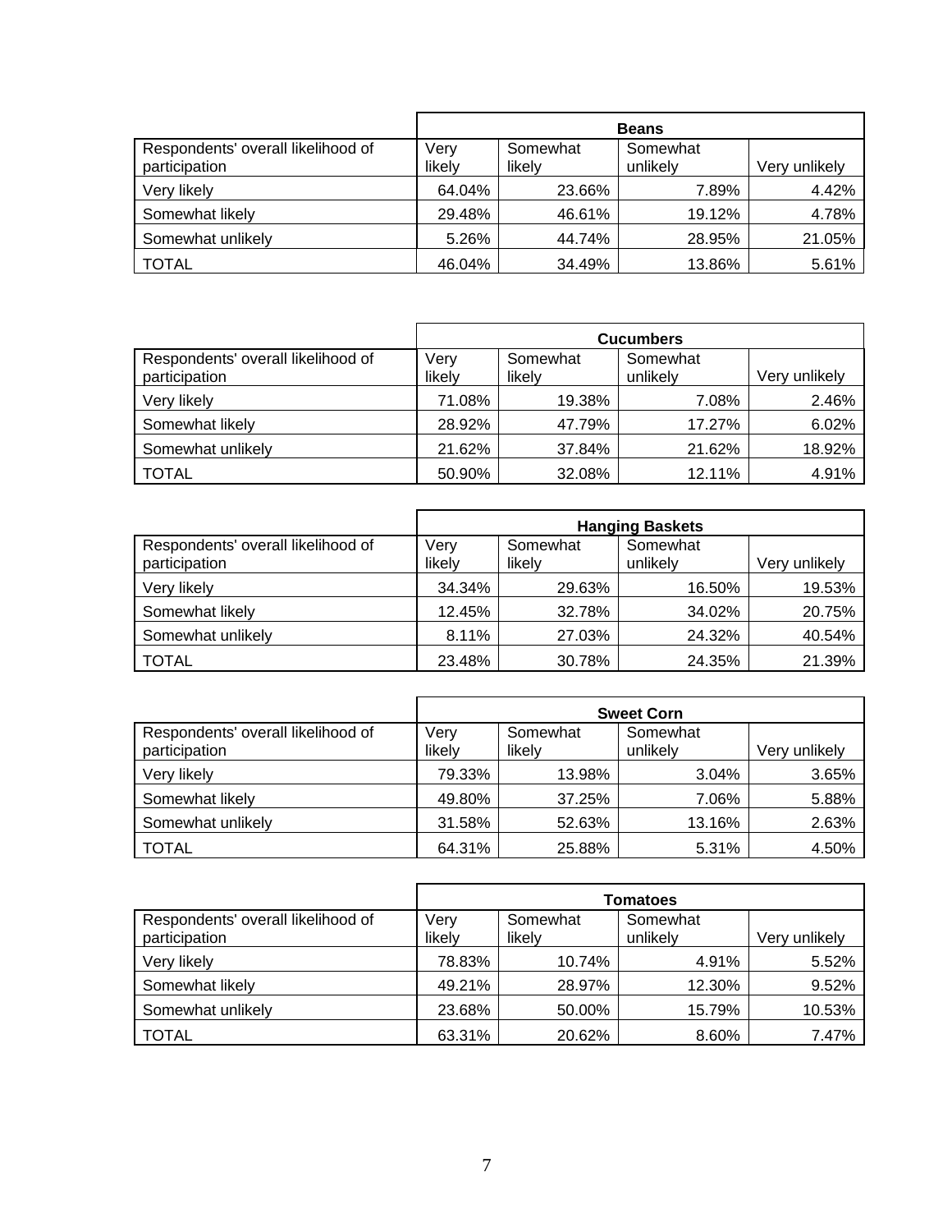| | Beans | | | |
|---|---|---|---|---|
| Respondents' overall likelihood of participation | Very likely | Somewhat likely | Somewhat unlikely | Very unlikely |
| Very likely | 64.04% | 23.66% | 7.89% | 4.42% |
| Somewhat likely | 29.48% | 46.61% | 19.12% | 4.78% |
| Somewhat unlikely | 5.26% | 44.74% | 28.95% | 21.05% |
| TOTAL | 46.04% | 34.49% | 13.86% | 5.61% |

| | Cucumbers | | | |
|---|---|---|---|---|
| Respondents' overall likelihood of participation | Very likely | Somewhat likely | Somewhat unlikely | Very unlikely |
| Very likely | 71.08% | 19.38% | 7.08% | 2.46% |
| Somewhat likely | 28.92% | 47.79% | 17.27% | 6.02% |
| Somewhat unlikely | 21.62% | 37.84% | 21.62% | 18.92% |
| TOTAL | 50.90% | 32.08% | 12.11% | 4.91% |

| | Hanging Baskets | | | |
|---|---|---|---|---|
| Respondents' overall likelihood of participation | Very likely | Somewhat likely | Somewhat unlikely | Very unlikely |
| Very likely | 34.34% | 29.63% | 16.50% | 19.53% |
| Somewhat likely | 12.45% | 32.78% | 34.02% | 20.75% |
| Somewhat unlikely | 8.11% | 27.03% | 24.32% | 40.54% |
| TOTAL | 23.48% | 30.78% | 24.35% | 21.39% |

| | Sweet Corn | | | |
|---|---|---|---|---|
| Respondents' overall likelihood of participation | Very likely | Somewhat likely | Somewhat unlikely | Very unlikely |
| Very likely | 79.33% | 13.98% | 3.04% | 3.65% |
| Somewhat likely | 49.80% | 37.25% | 7.06% | 5.88% |
| Somewhat unlikely | 31.58% | 52.63% | 13.16% | 2.63% |
| TOTAL | 64.31% | 25.88% | 5.31% | 4.50% |

| | Tomatoes | | | |
|---|---|---|---|---|
| Respondents' overall likelihood of participation | Very likely | Somewhat likely | Somewhat unlikely | Very unlikely |
| Very likely | 78.83% | 10.74% | 4.91% | 5.52% |
| Somewhat likely | 49.21% | 28.97% | 12.30% | 9.52% |
| Somewhat unlikely | 23.68% | 50.00% | 15.79% | 10.53% |
| TOTAL | 63.31% | 20.62% | 8.60% | 7.47% |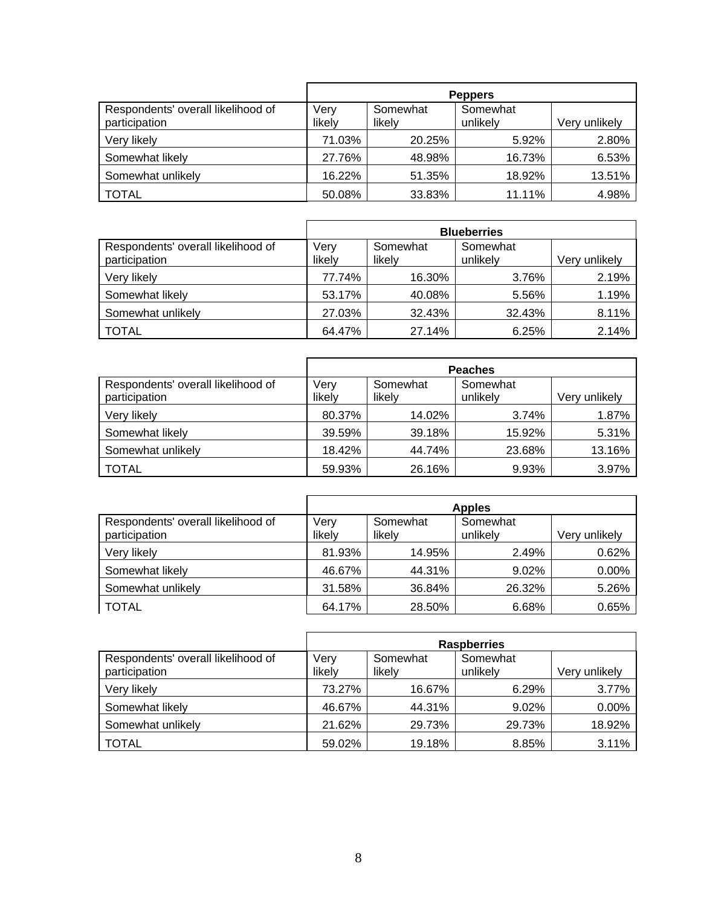| | Peppers | | | |
|---|---|---|---|---|
| Respondents' overall likelihood of participation | Very likely | Somewhat likely | Somewhat unlikely | Very unlikely |
| Very likely | 71.03% | 20.25% | 5.92% | 2.80% |
| Somewhat likely | 27.76% | 48.98% | 16.73% | 6.53% |
| Somewhat unlikely | 16.22% | 51.35% | 18.92% | 13.51% |
| TOTAL | 50.08% | 33.83% | 11.11% | 4.98% |

| | Blueberries | | | |
|---|---|---|---|---|
| Respondents' overall likelihood of participation | Very likely | Somewhat likely | Somewhat unlikely | Very unlikely |
| Very likely | 77.74% | 16.30% | 3.76% | 2.19% |
| Somewhat likely | 53.17% | 40.08% | 5.56% | 1.19% |
| Somewhat unlikely | 27.03% | 32.43% | 32.43% | 8.11% |
| TOTAL | 64.47% | 27.14% | 6.25% | 2.14% |

| | Peaches | | | |
|---|---|---|---|---|
| Respondents' overall likelihood of participation | Very likely | Somewhat likely | Somewhat unlikely | Very unlikely |
| Very likely | 80.37% | 14.02% | 3.74% | 1.87% |
| Somewhat likely | 39.59% | 39.18% | 15.92% | 5.31% |
| Somewhat unlikely | 18.42% | 44.74% | 23.68% | 13.16% |
| TOTAL | 59.93% | 26.16% | 9.93% | 3.97% |

| | Apples | | | |
|---|---|---|---|---|
| Respondents' overall likelihood of participation | Very likely | Somewhat likely | Somewhat unlikely | Very unlikely |
| Very likely | 81.93% | 14.95% | 2.49% | 0.62% |
| Somewhat likely | 46.67% | 44.31% | 9.02% | 0.00% |
| Somewhat unlikely | 31.58% | 36.84% | 26.32% | 5.26% |
| TOTAL | 64.17% | 28.50% | 6.68% | 0.65% |

| | Raspberries | | | |
|---|---|---|---|---|
| Respondents' overall likelihood of participation | Very likely | Somewhat likely | Somewhat unlikely | Very unlikely |
| Very likely | 73.27% | 16.67% | 6.29% | 3.77% |
| Somewhat likely | 46.67% | 44.31% | 9.02% | 0.00% |
| Somewhat unlikely | 21.62% | 29.73% | 29.73% | 18.92% |
| TOTAL | 59.02% | 19.18% | 8.85% | 3.11% |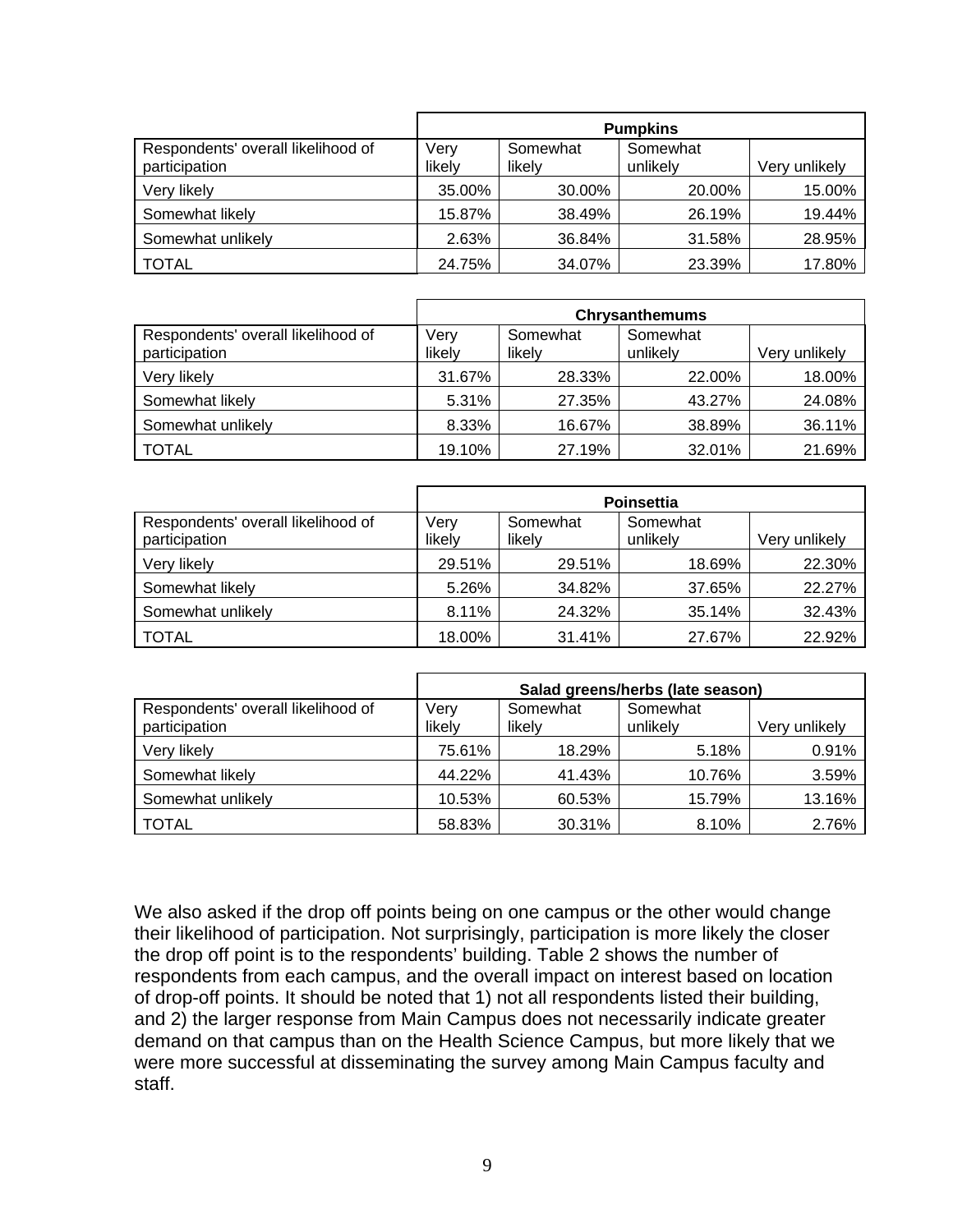| | Pumpkins | | | |
|---|---|---|---|---|
| Respondents' overall likelihood of participation | Very likely | Somewhat likely | Somewhat unlikely | Very unlikely |
| Very likely | 35.00% | 30.00% | 20.00% | 15.00% |
| Somewhat likely | 15.87% | 38.49% | 26.19% | 19.44% |
| Somewhat unlikely | 2.63% | 36.84% | 31.58% | 28.95% |
| TOTAL | 24.75% | 34.07% | 23.39% | 17.80% |

| | Chrysanthemums | | | |
|---|---|---|---|---|
| Respondents' overall likelihood of participation | Very likely | Somewhat likely | Somewhat unlikely | Very unlikely |
| Very likely | 31.67% | 28.33% | 22.00% | 18.00% |
| Somewhat likely | 5.31% | 27.35% | 43.27% | 24.08% |
| Somewhat unlikely | 8.33% | 16.67% | 38.89% | 36.11% |
| TOTAL | 19.10% | 27.19% | 32.01% | 21.69% |

| | Poinsettia | | | |
|---|---|---|---|---|
| Respondents' overall likelihood of participation | Very likely | Somewhat likely | Somewhat unlikely | Very unlikely |
| Very likely | 29.51% | 29.51% | 18.69% | 22.30% |
| Somewhat likely | 5.26% | 34.82% | 37.65% | 22.27% |
| Somewhat unlikely | 8.11% | 24.32% | 35.14% | 32.43% |
| TOTAL | 18.00% | 31.41% | 27.67% | 22.92% |

| | Salad greens/herbs (late season) | | | |
|---|---|---|---|---|
| Respondents' overall likelihood of participation | Very likely | Somewhat likely | Somewhat unlikely | Very unlikely |
| Very likely | 75.61% | 18.29% | 5.18% | 0.91% |
| Somewhat likely | 44.22% | 41.43% | 10.76% | 3.59% |
| Somewhat unlikely | 10.53% | 60.53% | 15.79% | 13.16% |
| TOTAL | 58.83% | 30.31% | 8.10% | 2.76% |

We also asked if the drop off points being on one campus or the other would change their likelihood of participation. Not surprisingly, participation is more likely the closer the drop off point is to the respondents' building. Table 2 shows the number of respondents from each campus, and the overall impact on interest based on location of drop-off points. It should be noted that 1) not all respondents listed their building, and 2) the larger response from Main Campus does not necessarily indicate greater demand on that campus than on the Health Science Campus, but more likely that we were more successful at disseminating the survey among Main Campus faculty and staff.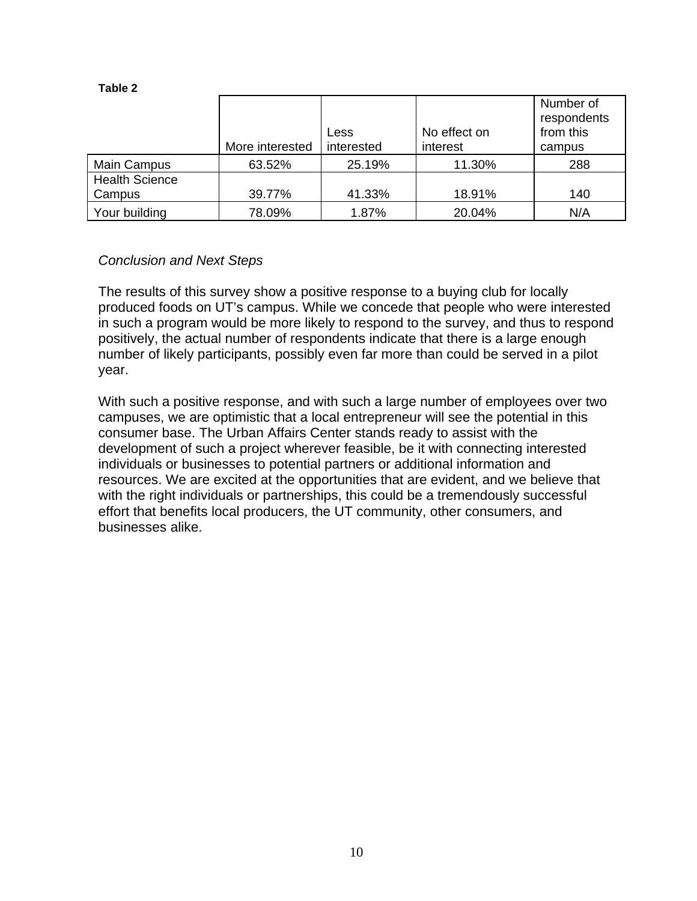**Table 2**

| | More interested | Less interested | No effect on interest | Number of respondents from this campus |
|---|---|---|---|---|
| Main Campus | 63.52% | 25.19% | 11.30% | 288 |
| Health Science Campus | 39.77% | 41.33% | 18.91% | 140 |
| Your building | 78.09% | 1.87% | 20.04% | N/A |

*Conclusion and Next Steps*

The results of this survey show a positive response to a buying club for locally produced foods on UT's campus. While we concede that people who were interested in such a program would be more likely to respond to the survey, and thus to respond positively, the actual number of respondents indicate that there is a large enough number of likely participants, possibly even far more than could be served in a pilot year.

With such a positive response, and with such a large number of employees over two campuses, we are optimistic that a local entrepreneur will see the potential in this consumer base. The Urban Affairs Center stands ready to assist with the development of such a project wherever feasible, be it with connecting interested individuals or businesses to potential partners or additional information and resources. We are excited at the opportunities that are evident, and we believe that with the right individuals or partnerships, this could be a tremendously successful effort that benefits local producers, the UT community, other consumers, and businesses alike.